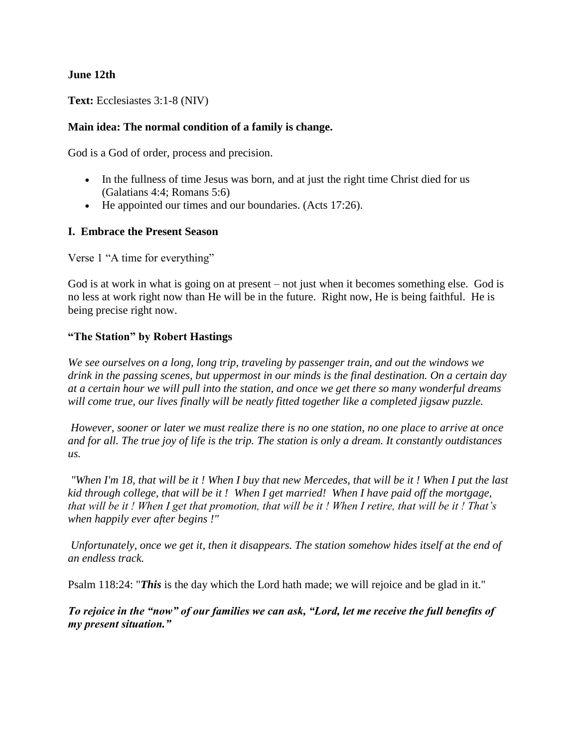**June 12th**

**Text:** Ecclesiastes 3:1-8 (NIV)

**Main idea: The normal condition of a family is change.**

God is a God of order, process and precision.

- In the fullness of time Jesus was born, and at just the right time Christ died for us (Galatians 4:4; Romans 5:6)
- He appointed our times and our boundaries. (Acts 17:26).

**I. Embrace the Present Season**

Verse 1 "A time for everything"

God is at work in what is going on at present – not just when it becomes something else. God is no less at work right now than He will be in the future. Right now, He is being faithful. He is being precise right now.

**"The Station" by Robert Hastings**

*We see ourselves on a long, long trip, traveling by passenger train, and out the windows we drink in the passing scenes, but uppermost in our minds is the final destination. On a certain day at a certain hour we will pull into the station, and once we get there so many wonderful dreams will come true, our lives finally will be neatly fitted together like a completed jigsaw puzzle.*

*However, sooner or later we must realize there is no one station, no one place to arrive at once and for all. The true joy of life is the trip. The station is only a dream. It constantly outdistances us.*

*"When I'm 18, that will be it ! When I buy that new Mercedes, that will be it ! When I put the last kid through college, that will be it ! When I get married! When I have paid off the mortgage, that will be it ! When I get that promotion, that will be it ! When I retire, that will be it ! That's when happily ever after begins !"*

*Unfortunately, once we get it, then it disappears. The station somehow hides itself at the end of an endless track.*

Psalm 118:24: "***This*** is the day which the Lord hath made; we will rejoice and be glad in it."

***To rejoice in the "now" of our families we can ask, "Lord, let me receive the full benefits of my present situation."***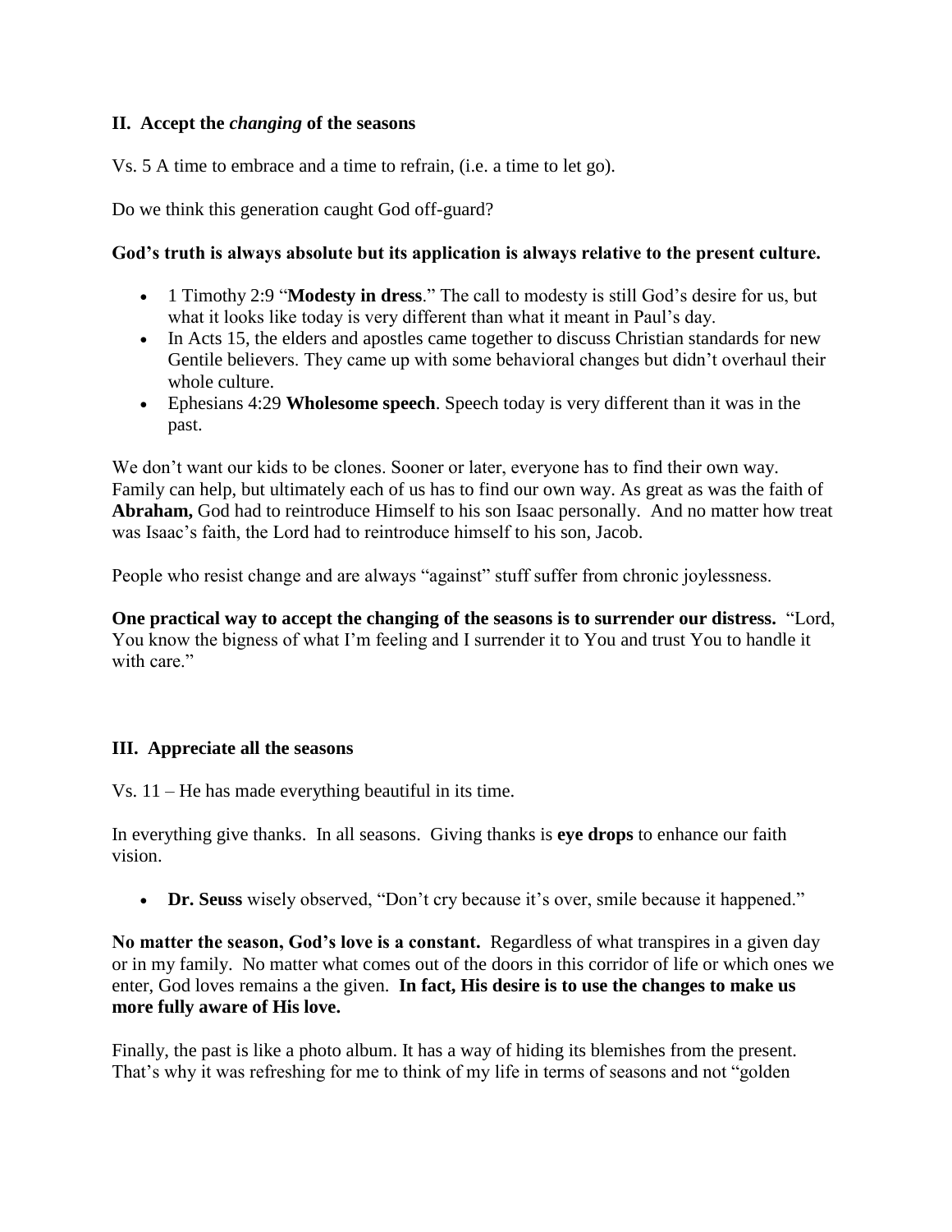## II. Accept the *changing* of the seasons

Vs. 5 A time to embrace and a time to refrain, (i.e. a time to let go).

Do we think this generation caught God off-guard?

**God's truth is always absolute but its application is always relative to the present culture.**

- 1 Timothy 2:9 "**Modesty in dress**." The call to modesty is still God's desire for us, but what it looks like today is very different than what it meant in Paul's day.
- In Acts 15, the elders and apostles came together to discuss Christian standards for new Gentile believers. They came up with some behavioral changes but didn't overhaul their whole culture.
- Ephesians 4:29 **Wholesome speech**. Speech today is very different than it was in the past.

We don't want our kids to be clones. Sooner or later, everyone has to find their own way. Family can help, but ultimately each of us has to find our own way. As great as was the faith of **Abraham,** God had to reintroduce Himself to his son Isaac personally. And no matter how treat was Isaac's faith, the Lord had to reintroduce himself to his son, Jacob.

People who resist change and are always "against" stuff suffer from chronic joylessness.

**One practical way to accept the changing of the seasons is to surrender our distress.** "Lord, You know the bigness of what I'm feeling and I surrender it to You and trust You to handle it with care."

## III. Appreciate all the seasons

Vs. 11 – He has made everything beautiful in its time.

In everything give thanks. In all seasons. Giving thanks is **eye drops** to enhance our faith vision.

- **Dr. Seuss** wisely observed, "Don't cry because it's over, smile because it happened."

**No matter the season, God's love is a constant.** Regardless of what transpires in a given day or in my family. No matter what comes out of the doors in this corridor of life or which ones we enter, God loves remains a the given. **In fact, His desire is to use the changes to make us more fully aware of His love.**

Finally, the past is like a photo album. It has a way of hiding its blemishes from the present. That's why it was refreshing for me to think of my life in terms of seasons and not "golden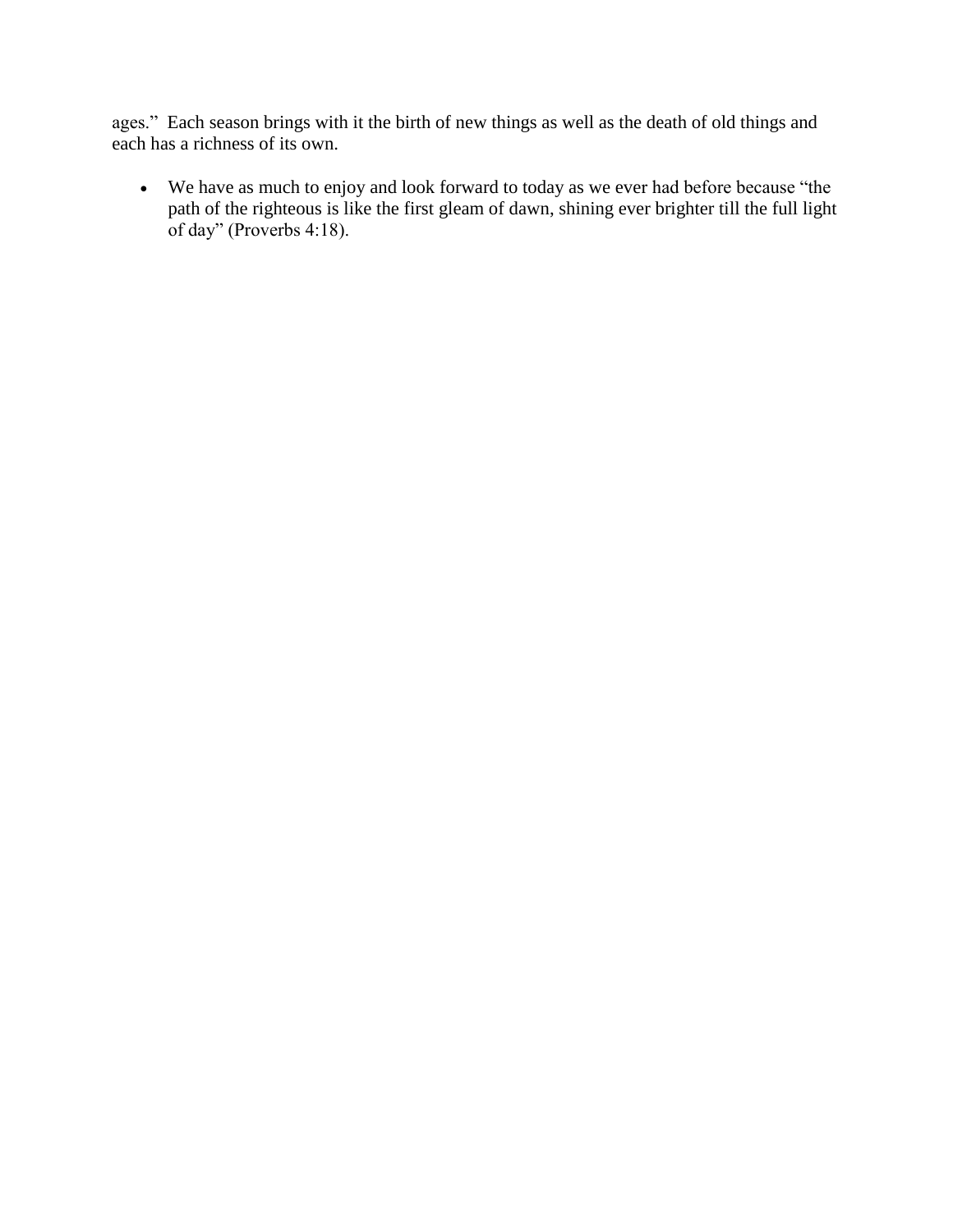ages." Each season brings with it the birth of new things as well as the death of old things and each has a richness of its own.

- We have as much to enjoy and look forward to today as we ever had before because "the path of the righteous is like the first gleam of dawn, shining ever brighter till the full light of day" (Proverbs 4:18).